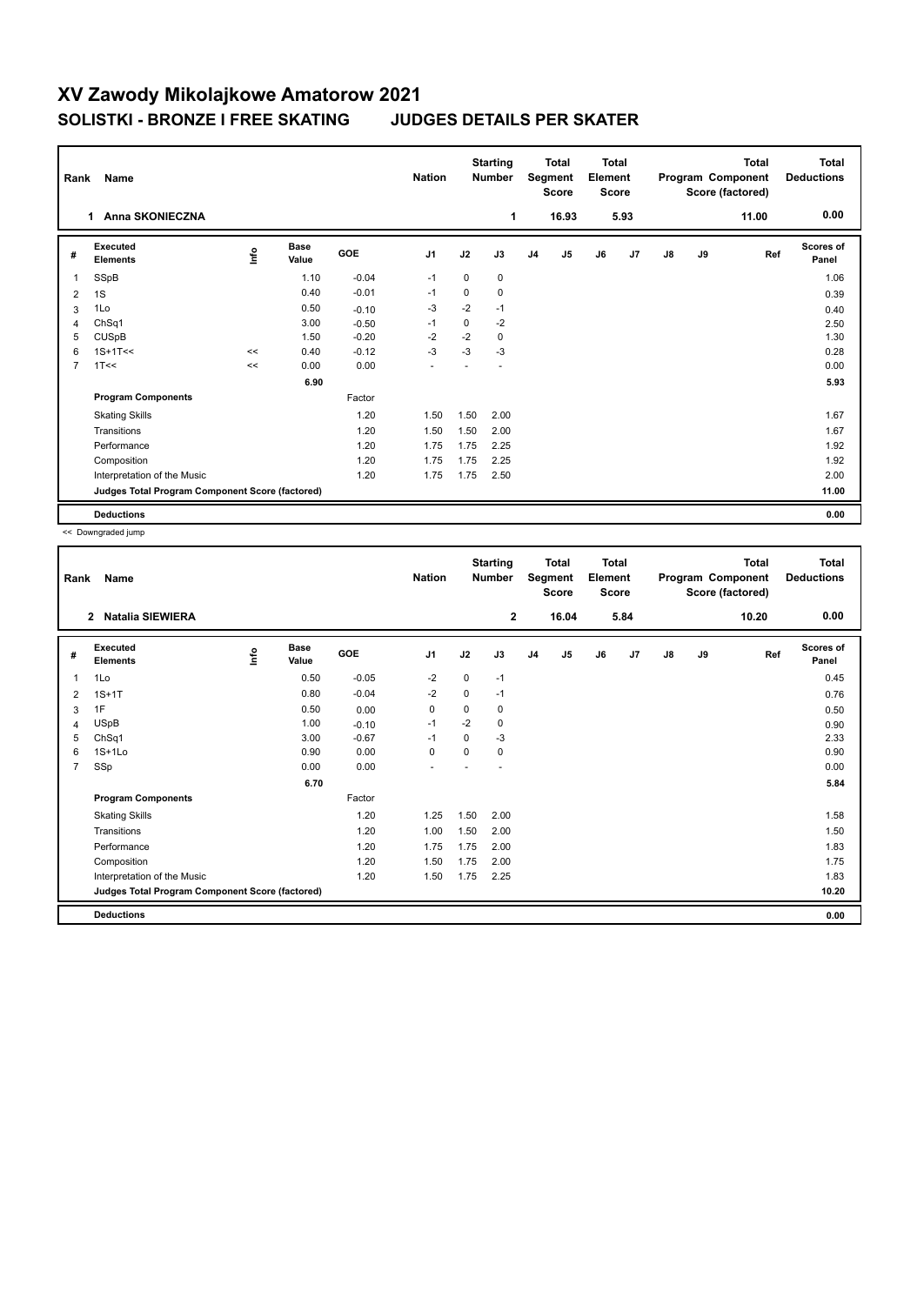# XV Zawody Mikolajkowe Amatorow 2021

## SOLISTKI - BRONZE I FREE SKATING JUDGES DETAILS PER SKATER

| Rank | Name | Nation | Starting Number | Total Segment Score | Total Element Score | Total Program Component Score (factored) | Total Deductions |
|---|---|---|---|---|---|---|---|
| 1 | Anna SKONIECZNA | | 1 | 16.93 | 5.93 | 11.00 | 0.00 |

| # | Executed Elements | Info | Base Value | GOE | J1 | J2 | J3 | J4 | J5 | J6 | J7 | J8 | J9 | Ref | Scores of Panel |
|---|---|---|---|---|---|---|---|---|---|---|---|---|---|---|---|
| 1 | SSpB | | 1.10 | -0.04 | -1 | 0 | 0 | | | | | | | | 1.06 |
| 2 | 1S | | 0.40 | -0.01 | -1 | 0 | 0 | | | | | | | | 0.39 |
| 3 | 1Lo | | 0.50 | -0.10 | -3 | -2 | -1 | | | | | | | | 0.40 |
| 4 | ChSq1 | | 3.00 | -0.50 | -1 | 0 | -2 | | | | | | | | 2.50 |
| 5 | CUSpB | | 1.50 | -0.20 | -2 | -2 | 0 | | | | | | | | 1.30 |
| 6 | 1S+1T<< | << | 0.40 | -0.12 | -3 | -3 | -3 | | | | | | | | 0.28 |
| 7 | 1T<< | << | 0.00 | 0.00 | - | - | - | | | | | | | | 0.00 |
| | | | 6.90 | | | | | | | | | | | | 5.93 |
| | **Program Components** | | | Factor | | | | | | | | | | | |
| | Skating Skills | | | 1.20 | 1.50 | 1.50 | 2.00 | | | | | | | | 1.67 |
| | Transitions | | | 1.20 | 1.50 | 1.50 | 2.00 | | | | | | | | 1.67 |
| | Performance | | | 1.20 | 1.75 | 1.75 | 2.25 | | | | | | | | 1.92 |
| | Composition | | | 1.20 | 1.75 | 1.75 | 2.25 | | | | | | | | 1.92 |
| | Interpretation of the Music | | | 1.20 | 1.75 | 1.75 | 2.50 | | | | | | | | 2.00 |
| | **Judges Total Program Component Score (factored)** | | | | | | | | | | | | | | 11.00 |
| | **Deductions** | | | | | | | | | | | | | | 0.00 |

<< Downgraded jump

| Rank | Name | Nation | Starting Number | Total Segment Score | Total Element Score | Total Program Component Score (factored) | Total Deductions |
|---|---|---|---|---|---|---|---|
| 2 | Natalia SIEWIERA | | 2 | 16.04 | 5.84 | 10.20 | 0.00 |

| # | Executed Elements | Info | Base Value | GOE | J1 | J2 | J3 | J4 | J5 | J6 | J7 | J8 | J9 | Ref | Scores of Panel |
|---|---|---|---|---|---|---|---|---|---|---|---|---|---|---|---|
| 1 | 1Lo | | 0.50 | -0.05 | -2 | 0 | -1 | | | | | | | | 0.45 |
| 2 | 1S+1T | | 0.80 | -0.04 | -2 | 0 | -1 | | | | | | | | 0.76 |
| 3 | 1F | | 0.50 | 0.00 | 0 | 0 | 0 | | | | | | | | 0.50 |
| 4 | USpB | | 1.00 | -0.10 | -1 | -2 | 0 | | | | | | | | 0.90 |
| 5 | ChSq1 | | 3.00 | -0.67 | -1 | 0 | -3 | | | | | | | | 2.33 |
| 6 | 1S+1Lo | | 0.90 | 0.00 | 0 | 0 | 0 | | | | | | | | 0.90 |
| 7 | SSp | | 0.00 | 0.00 | - | - | - | | | | | | | | 0.00 |
| | | | 6.70 | | | | | | | | | | | | 5.84 |
| | **Program Components** | | | Factor | | | | | | | | | | | |
| | Skating Skills | | | 1.20 | 1.25 | 1.50 | 2.00 | | | | | | | | 1.58 |
| | Transitions | | | 1.20 | 1.00 | 1.50 | 2.00 | | | | | | | | 1.50 |
| | Performance | | | 1.20 | 1.75 | 1.75 | 2.00 | | | | | | | | 1.83 |
| | Composition | | | 1.20 | 1.50 | 1.75 | 2.00 | | | | | | | | 1.75 |
| | Interpretation of the Music | | | 1.20 | 1.50 | 1.75 | 2.25 | | | | | | | | 1.83 |
| | **Judges Total Program Component Score (factored)** | | | | | | | | | | | | | | 10.20 |
| | **Deductions** | | | | | | | | | | | | | | 0.00 |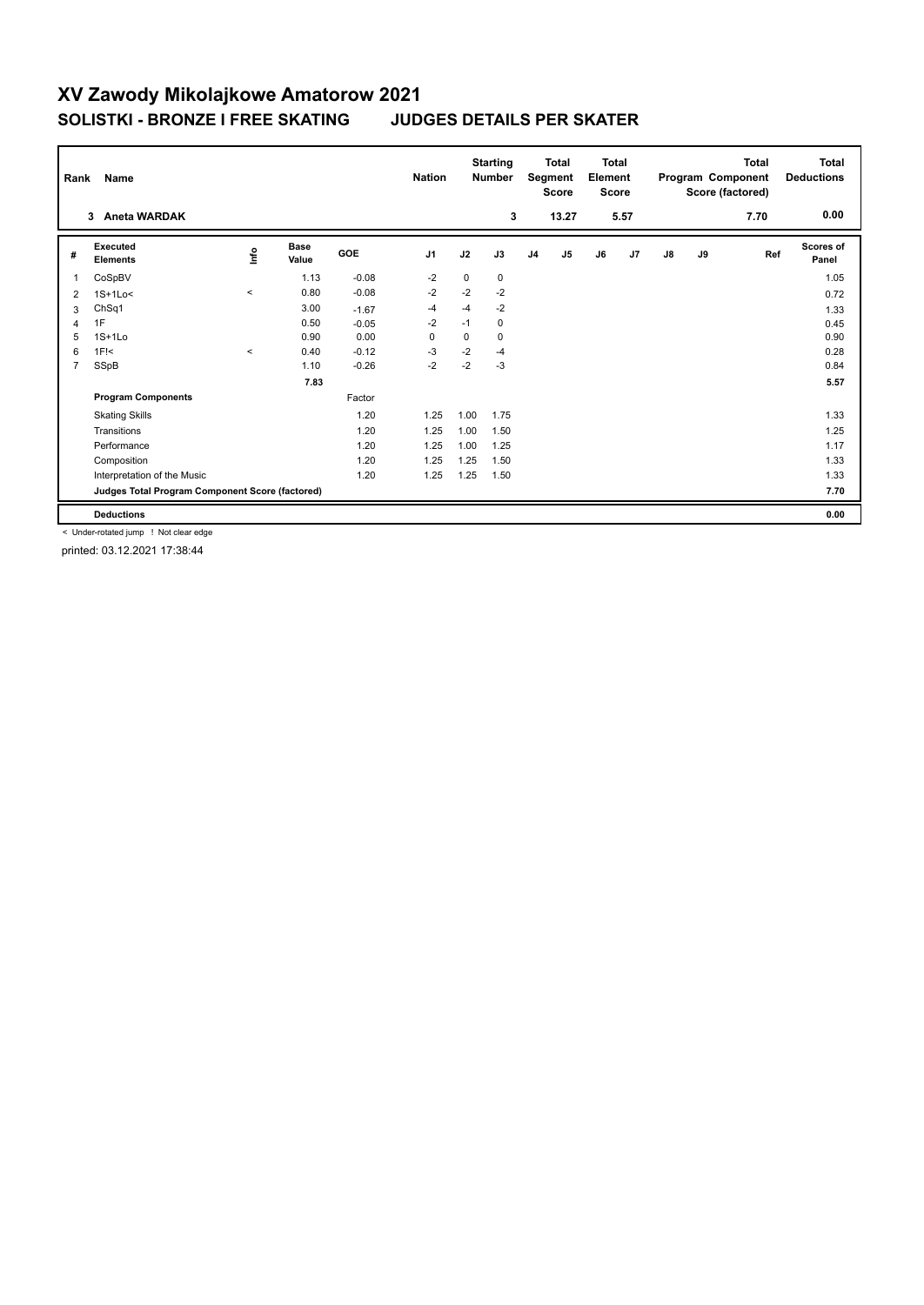# XV Zawody Mikolajkowe Amatorow 2021

## SOLISTKI - BRONZE I FREE SKATING JUDGES DETAILS PER SKATER

| Rank | Name | Nation | Starting Number | Total Segment Score | Total Element Score | Total Program Component Score (factored) | Total Deductions |
|---|---|---|---|---|---|---|---|
| 3 | Aneta WARDAK | | 3 | 13.27 | 5.57 | 7.70 | 0.00 |

| # | Executed Elements | Info | Base Value | GOE | J1 | J2 | J3 | J4 | J5 | J6 | J7 | J8 | J9 | Ref | Scores of Panel |
|---|---|---|---|---|---|---|---|---|---|---|---|---|---|---|---|
| 1 | CoSpBV | | 1.13 | -0.08 | -2 | 0 | 0 | | | | | | | | 1.05 |
| 2 | 1S+1Lo< | < | 0.80 | -0.08 | -2 | -2 | -2 | | | | | | | | 0.72 |
| 3 | ChSq1 | | 3.00 | -1.67 | -4 | -4 | -2 | | | | | | | | 1.33 |
| 4 | 1F | | 0.50 | -0.05 | -2 | -1 | 0 | | | | | | | | 0.45 |
| 5 | 1S+1Lo | | 0.90 | 0.00 | 0 | 0 | 0 | | | | | | | | 0.90 |
| 6 | 1F!< | < | 0.40 | -0.12 | -3 | -2 | -4 | | | | | | | | 0.28 |
| 7 | SSpB | | 1.10 | -0.26 | -2 | -2 | -3 | | | | | | | | 0.84 |
| | | | 7.83 | | | | | | | | | | | | 5.57 |
| | **Program Components** | | | Factor | | | | | | | | | | | |
| | Skating Skills | | | 1.20 | 1.25 | 1.00 | 1.75 | | | | | | | | 1.33 |
| | Transitions | | | 1.20 | 1.25 | 1.00 | 1.50 | | | | | | | | 1.25 |
| | Performance | | | 1.20 | 1.25 | 1.00 | 1.25 | | | | | | | | 1.17 |
| | Composition | | | 1.20 | 1.25 | 1.25 | 1.50 | | | | | | | | 1.33 |
| | Interpretation of the Music | | | 1.20 | 1.25 | 1.25 | 1.50 | | | | | | | | 1.33 |
| | **Judges Total Program Component Score (factored)** | | | | | | | | | | | | | | 7.70 |
| | **Deductions** | | | | | | | | | | | | | | 0.00 |

< Under-rotated jump ! Not clear edge

printed: 03.12.2021 17:38:44